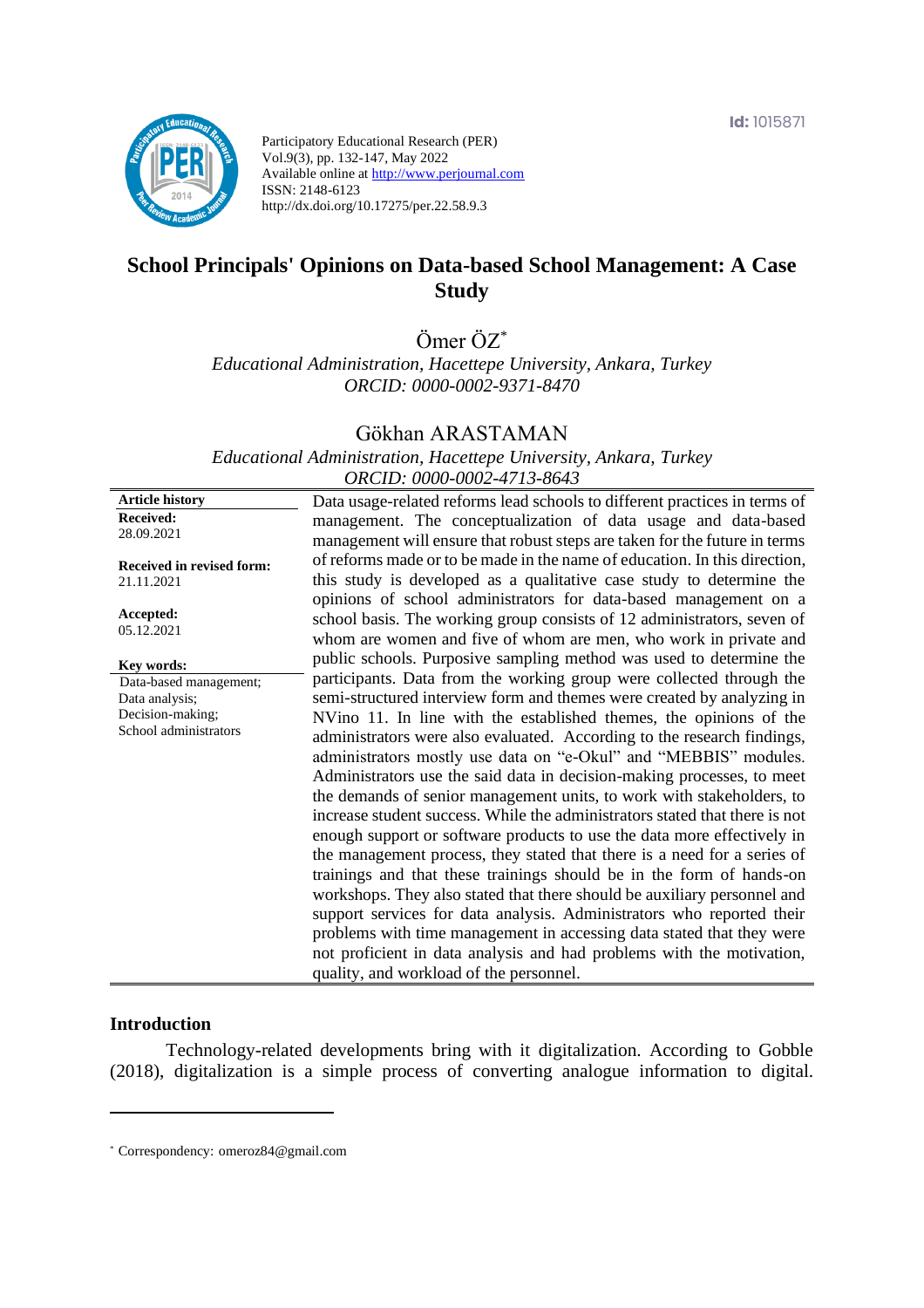Id: 1015871

Participatory Educational Research (PER)
Vol.9(3), pp. 132-147, May 2022
Available online at http://www.perjournal.com
ISSN: 2148-6123
http://dx.doi.org/10.17275/per.22.58.9.3

# School Principals' Opinions on Data-based School Management: A Case Study

Ömer ÖZ*

*Educational Administration, Hacettepe University, Ankara, Turkey*
*ORCID: 0000-0002-9371-8470*

Gökhan ARASTAMAN

*Educational Administration, Hacettepe University, Ankara, Turkey*
*ORCID: 0000-0002-4713-8643*

**Article history**
**Received:**
28.09.2021

**Received in revised form:**
21.11.2021

**Accepted:**
05.12.2021

**Key words:**
Data-based management; Data analysis; Decision-making; School administrators

Data usage-related reforms lead schools to different practices in terms of management. The conceptualization of data usage and data-based management will ensure that robust steps are taken for the future in terms of reforms made or to be made in the name of education. In this direction, this study is developed as a qualitative case study to determine the opinions of school administrators for data-based management on a school basis. The working group consists of 12 administrators, seven of whom are women and five of whom are men, who work in private and public schools. Purposive sampling method was used to determine the participants. Data from the working group were collected through the semi-structured interview form and themes were created by analyzing in NVino 11. In line with the established themes, the opinions of the administrators were also evaluated. According to the research findings, administrators mostly use data on "e-Okul" and "MEBBIS" modules. Administrators use the said data in decision-making processes, to meet the demands of senior management units, to work with stakeholders, to increase student success. While the administrators stated that there is not enough support or software products to use the data more effectively in the management process, they stated that there is a need for a series of trainings and that these trainings should be in the form of hands-on workshops. They also stated that there should be auxiliary personnel and support services for data analysis. Administrators who reported their problems with time management in accessing data stated that they were not proficient in data analysis and had problems with the motivation, quality, and workload of the personnel.

## Introduction

Technology-related developments bring with it digitalization. According to Gobble (2018), digitalization is a simple process of converting analogue information to digital.

* Correspondency: omeroz84@gmail.com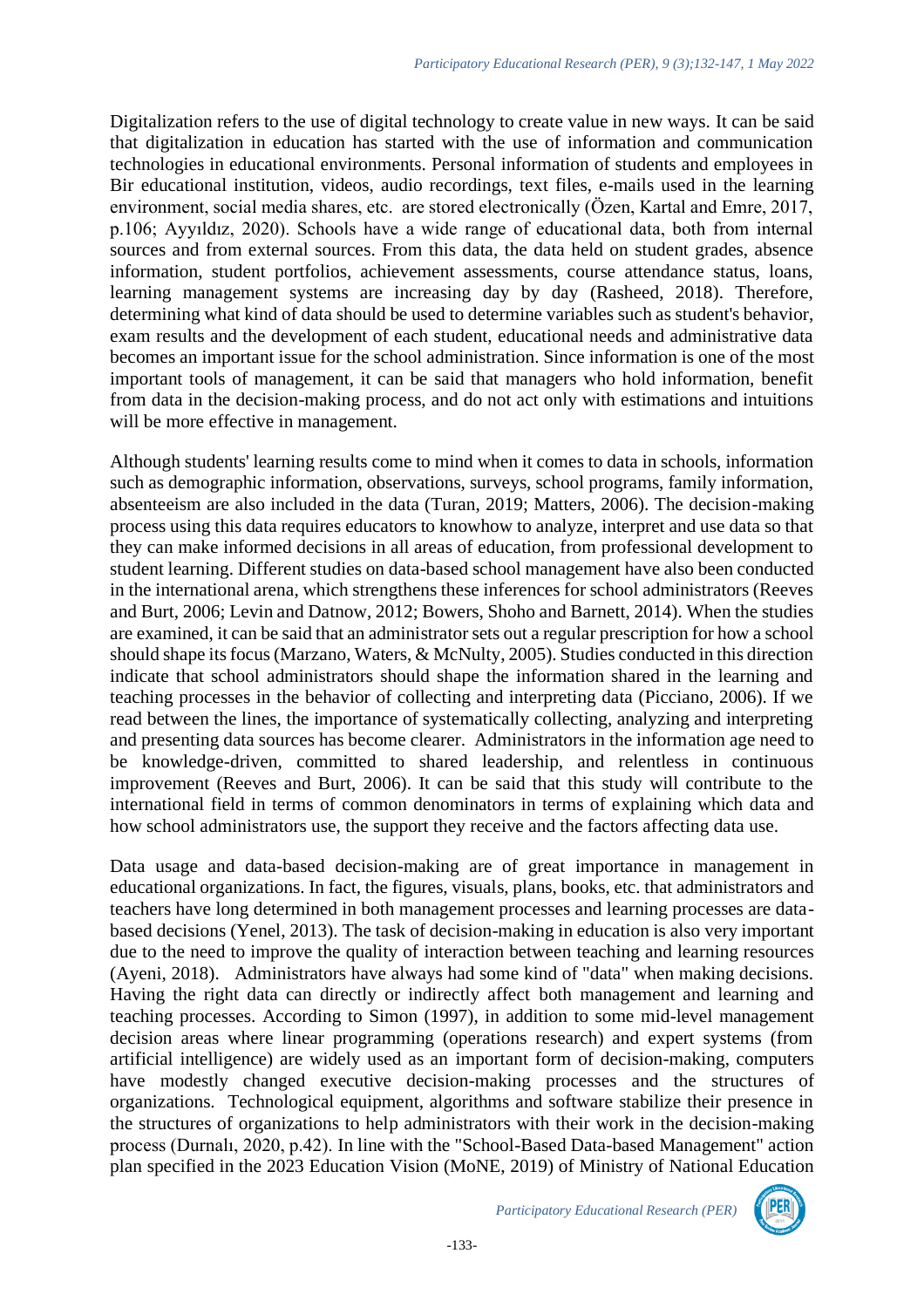Digitalization refers to the use of digital technology to create value in new ways. It can be said that digitalization in education has started with the use of information and communication technologies in educational environments. Personal information of students and employees in Bir educational institution, videos, audio recordings, text files, e-mails used in the learning environment, social media shares, etc. are stored electronically (Özen, Kartal and Emre, 2017, p.106; Ayyıldız, 2020). Schools have a wide range of educational data, both from internal sources and from external sources. From this data, the data held on student grades, absence information, student portfolios, achievement assessments, course attendance status, loans, learning management systems are increasing day by day (Rasheed, 2018). Therefore, determining what kind of data should be used to determine variables such as student's behavior, exam results and the development of each student, educational needs and administrative data becomes an important issue for the school administration. Since information is one of the most important tools of management, it can be said that managers who hold information, benefit from data in the decision-making process, and do not act only with estimations and intuitions will be more effective in management.

Although students' learning results come to mind when it comes to data in schools, information such as demographic information, observations, surveys, school programs, family information, absenteeism are also included in the data (Turan, 2019; Matters, 2006). The decision-making process using this data requires educators to knowhow to analyze, interpret and use data so that they can make informed decisions in all areas of education, from professional development to student learning. Different studies on data-based school management have also been conducted in the international arena, which strengthens these inferences for school administrators (Reeves and Burt, 2006; Levin and Datnow, 2012; Bowers, Shoho and Barnett, 2014). When the studies are examined, it can be said that an administrator sets out a regular prescription for how a school should shape its focus (Marzano, Waters, & McNulty, 2005). Studies conducted in this direction indicate that school administrators should shape the information shared in the learning and teaching processes in the behavior of collecting and interpreting data (Picciano, 2006). If we read between the lines, the importance of systematically collecting, analyzing and interpreting and presenting data sources has become clearer. Administrators in the information age need to be knowledge-driven, committed to shared leadership, and relentless in continuous improvement (Reeves and Burt, 2006). It can be said that this study will contribute to the international field in terms of common denominators in terms of explaining which data and how school administrators use, the support they receive and the factors affecting data use.

Data usage and data-based decision-making are of great importance in management in educational organizations. In fact, the figures, visuals, plans, books, etc. that administrators and teachers have long determined in both management processes and learning processes are data-based decisions (Yenel, 2013). The task of decision-making in education is also very important due to the need to improve the quality of interaction between teaching and learning resources (Ayeni, 2018). Administrators have always had some kind of "data" when making decisions. Having the right data can directly or indirectly affect both management and learning and teaching processes. According to Simon (1997), in addition to some mid-level management decision areas where linear programming (operations research) and expert systems (from artificial intelligence) are widely used as an important form of decision-making, computers have modestly changed executive decision-making processes and the structures of organizations. Technological equipment, algorithms and software stabilize their presence in the structures of organizations to help administrators with their work in the decision-making process (Durnalı, 2020, p.42). In line with the "School-Based Data-based Management" action plan specified in the 2023 Education Vision (MoNE, 2019) of Ministry of National Education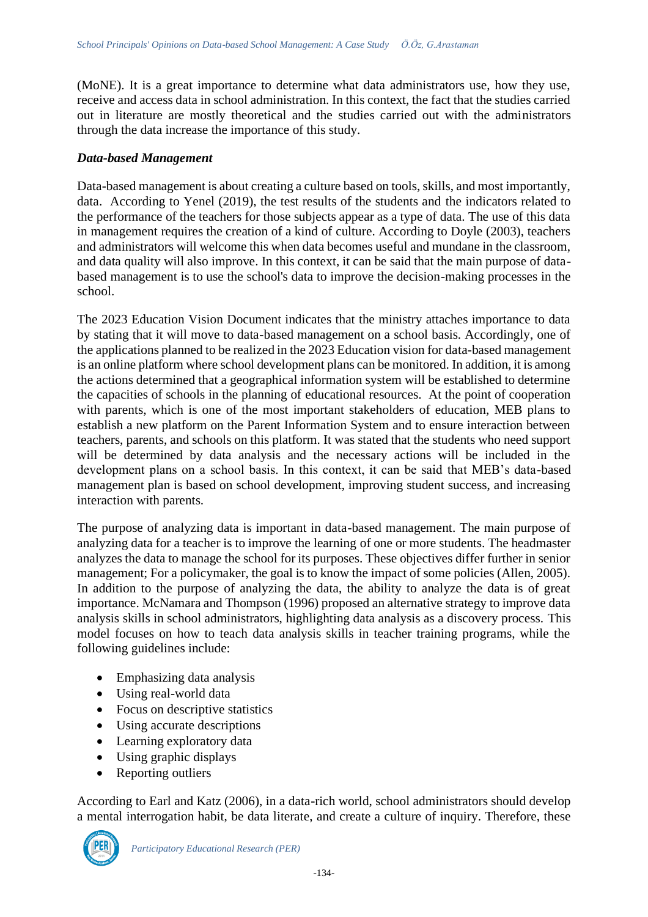(MoNE). It is a great importance to determine what data administrators use, how they use, receive and access data in school administration. In this context, the fact that the studies carried out in literature are mostly theoretical and the studies carried out with the administrators through the data increase the importance of this study.

### *Data-based Management*

Data-based management is about creating a culture based on tools, skills, and most importantly, data. According to Yenel (2019), the test results of the students and the indicators related to the performance of the teachers for those subjects appear as a type of data. The use of this data in management requires the creation of a kind of culture. According to Doyle (2003), teachers and administrators will welcome this when data becomes useful and mundane in the classroom, and data quality will also improve. In this context, it can be said that the main purpose of data-based management is to use the school's data to improve the decision-making processes in the school.

The 2023 Education Vision Document indicates that the ministry attaches importance to data by stating that it will move to data-based management on a school basis. Accordingly, one of the applications planned to be realized in the 2023 Education vision for data-based management is an online platform where school development plans can be monitored. In addition, it is among the actions determined that a geographical information system will be established to determine the capacities of schools in the planning of educational resources. At the point of cooperation with parents, which is one of the most important stakeholders of education, MEB plans to establish a new platform on the Parent Information System and to ensure interaction between teachers, parents, and schools on this platform. It was stated that the students who need support will be determined by data analysis and the necessary actions will be included in the development plans on a school basis. In this context, it can be said that MEB's data-based management plan is based on school development, improving student success, and increasing interaction with parents.

The purpose of analyzing data is important in data-based management. The main purpose of analyzing data for a teacher is to improve the learning of one or more students. The headmaster analyzes the data to manage the school for its purposes. These objectives differ further in senior management; For a policymaker, the goal is to know the impact of some policies (Allen, 2005). In addition to the purpose of analyzing the data, the ability to analyze the data is of great importance. McNamara and Thompson (1996) proposed an alternative strategy to improve data analysis skills in school administrators, highlighting data analysis as a discovery process. This model focuses on how to teach data analysis skills in teacher training programs, while the following guidelines include:

- Emphasizing data analysis
- Using real-world data
- Focus on descriptive statistics
- Using accurate descriptions
- Learning exploratory data
- Using graphic displays
- Reporting outliers

According to Earl and Katz (2006), in a data-rich world, school administrators should develop a mental interrogation habit, be data literate, and create a culture of inquiry. Therefore, these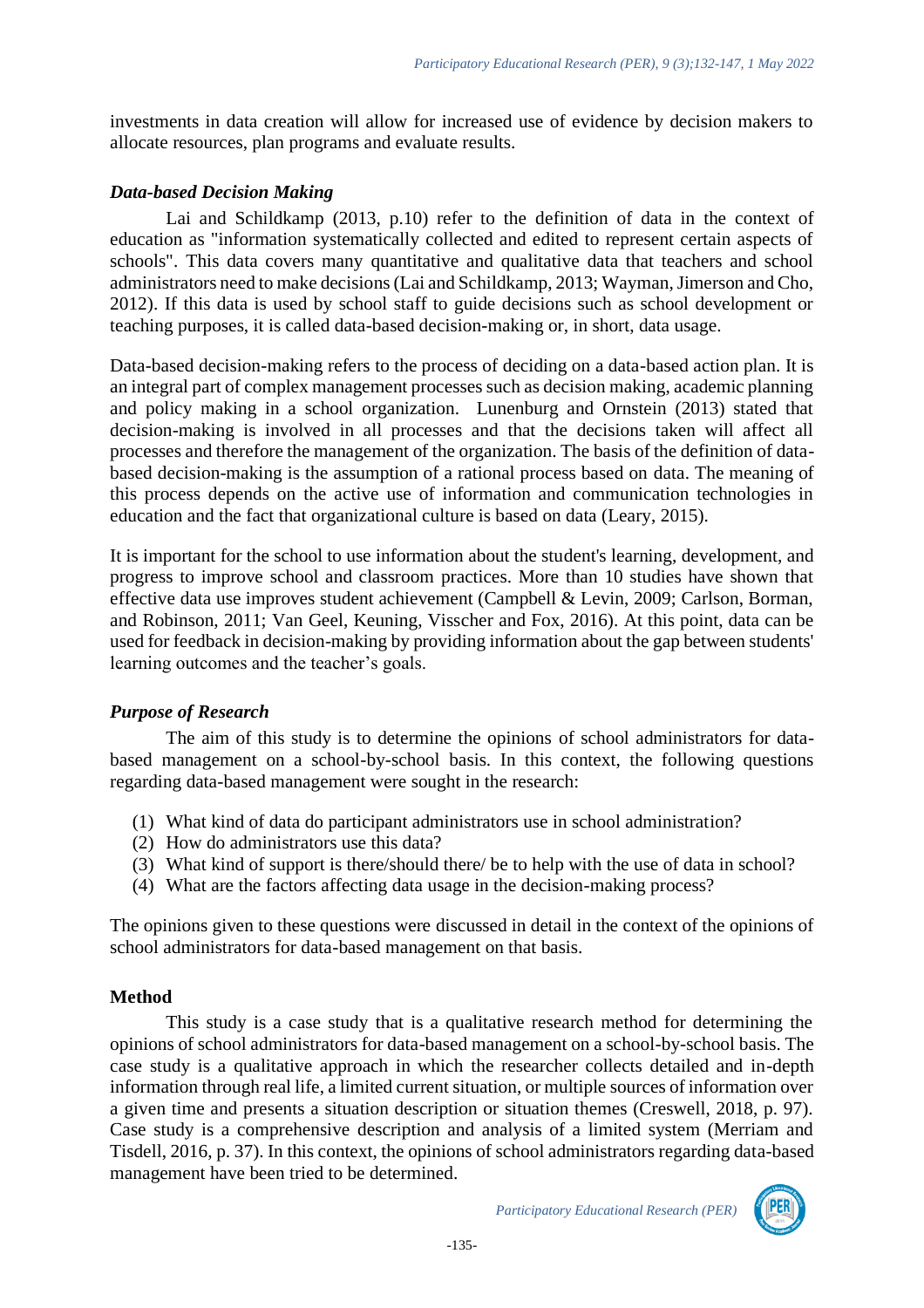investments in data creation will allow for increased use of evidence by decision makers to allocate resources, plan programs and evaluate results.

### *Data-based Decision Making*

Lai and Schildkamp (2013, p.10) refer to the definition of data in the context of education as "information systematically collected and edited to represent certain aspects of schools". This data covers many quantitative and qualitative data that teachers and school administrators need to make decisions (Lai and Schildkamp, 2013; Wayman, Jimerson and Cho, 2012). If this data is used by school staff to guide decisions such as school development or teaching purposes, it is called data-based decision-making or, in short, data usage.

Data-based decision-making refers to the process of deciding on a data-based action plan. It is an integral part of complex management processes such as decision making, academic planning and policy making in a school organization. Lunenburg and Ornstein (2013) stated that decision-making is involved in all processes and that the decisions taken will affect all processes and therefore the management of the organization. The basis of the definition of data-based decision-making is the assumption of a rational process based on data. The meaning of this process depends on the active use of information and communication technologies in education and the fact that organizational culture is based on data (Leary, 2015).

It is important for the school to use information about the student's learning, development, and progress to improve school and classroom practices. More than 10 studies have shown that effective data use improves student achievement (Campbell & Levin, 2009; Carlson, Borman, and Robinson, 2011; Van Geel, Keuning, Visscher and Fox, 2016). At this point, data can be used for feedback in decision-making by providing information about the gap between students' learning outcomes and the teacher's goals.

### *Purpose of Research*

The aim of this study is to determine the opinions of school administrators for data-based management on a school-by-school basis. In this context, the following questions regarding data-based management were sought in the research:

(1) What kind of data do participant administrators use in school administration?
(2) How do administrators use this data?
(3) What kind of support is there/should there/ be to help with the use of data in school?
(4) What are the factors affecting data usage in the decision-making process?

The opinions given to these questions were discussed in detail in the context of the opinions of school administrators for data-based management on that basis.

## Method

This study is a case study that is a qualitative research method for determining the opinions of school administrators for data-based management on a school-by-school basis. The case study is a qualitative approach in which the researcher collects detailed and in-depth information through real life, a limited current situation, or multiple sources of information over a given time and presents a situation description or situation themes (Creswell, 2018, p. 97). Case study is a comprehensive description and analysis of a limited system (Merriam and Tisdell, 2016, p. 37). In this context, the opinions of school administrators regarding data-based management have been tried to be determined.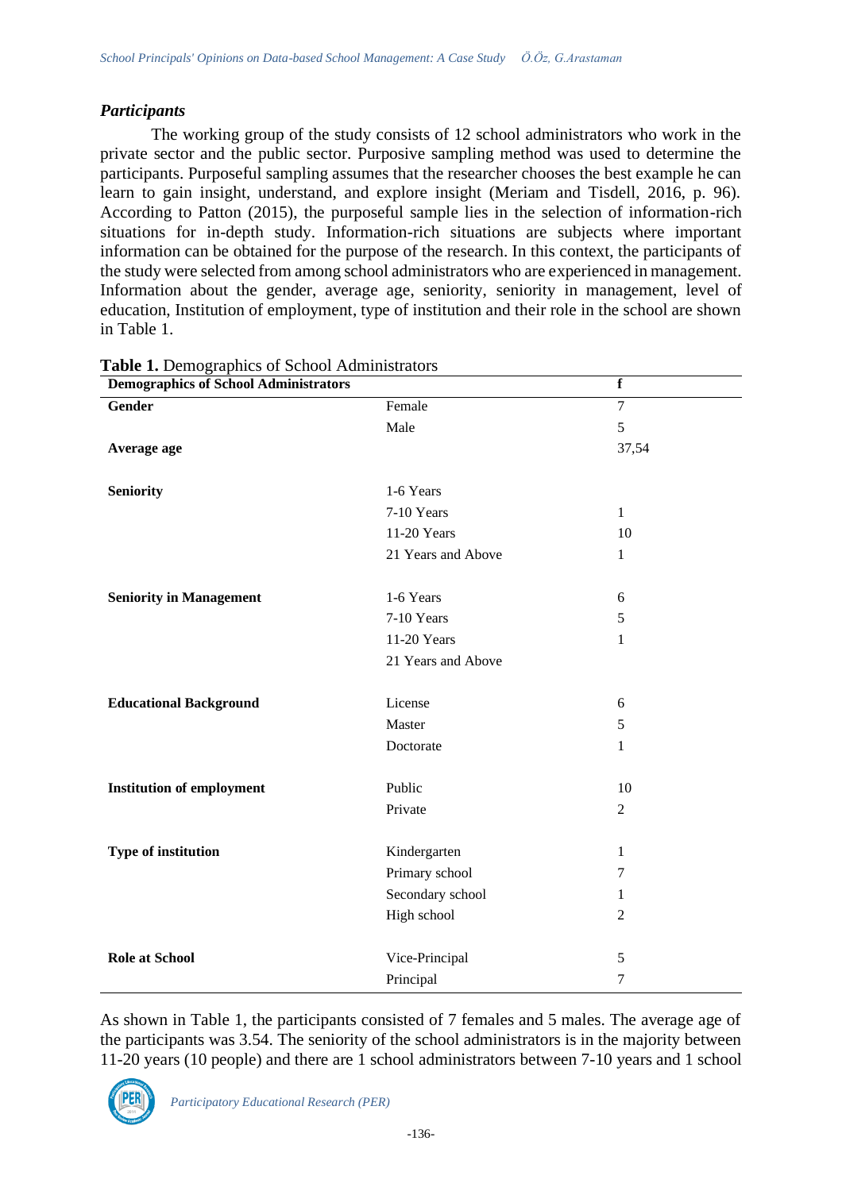### *Participants*

The working group of the study consists of 12 school administrators who work in the private sector and the public sector. Purposive sampling method was used to determine the participants. Purposeful sampling assumes that the researcher chooses the best example he can learn to gain insight, understand, and explore insight (Meriam and Tisdell, 2016, p. 96). According to Patton (2015), the purposeful sample lies in the selection of information-rich situations for in-depth study. Information-rich situations are subjects where important information can be obtained for the purpose of the research. In this context, the participants of the study were selected from among school administrators who are experienced in management. Information about the gender, average age, seniority, seniority in management, level of education, Institution of employment, type of institution and their role in the school are shown in Table 1.

**Table 1.** Demographics of School Administrators

| Demographics of School Administrators | | f |
|---|---|---|
| **Gender** | Female | 7 |
| | Male | 5 |
| **Average age** | | 37,54 |
| **Seniority** | 1-6 Years | |
| | 7-10 Years | 1 |
| | 11-20 Years | 10 |
| | 21 Years and Above | 1 |
| **Seniority in Management** | 1-6 Years | 6 |
| | 7-10 Years | 5 |
| | 11-20 Years | 1 |
| | 21 Years and Above | |
| **Educational Background** | License | 6 |
| | Master | 5 |
| | Doctorate | 1 |
| **Institution of employment** | Public | 10 |
| | Private | 2 |
| **Type of institution** | Kindergarten | 1 |
| | Primary school | 7 |
| | Secondary school | 1 |
| | High school | 2 |
| **Role at School** | Vice-Principal | 5 |
| | Principal | 7 |

As shown in Table 1, the participants consisted of 7 females and 5 males. The average age of the participants was 3.54. The seniority of the school administrators is in the majority between 11-20 years (10 people) and there are 1 school administrators between 7-10 years and 1 school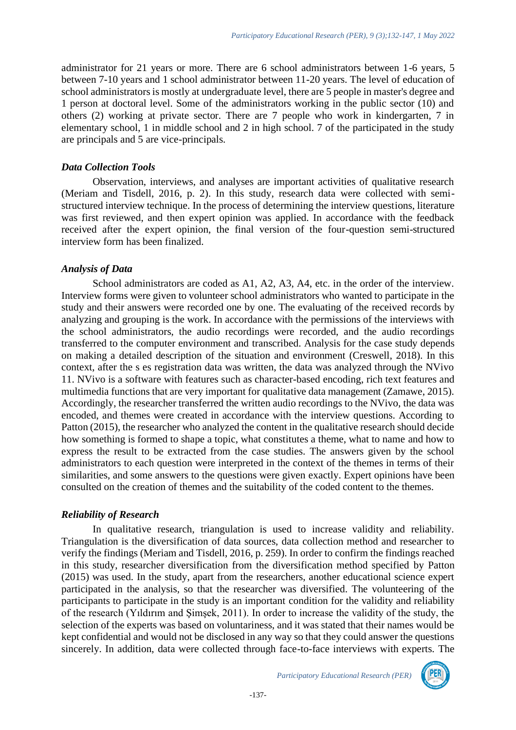administrator for 21 years or more. There are 6 school administrators between 1-6 years, 5 between 7-10 years and 1 school administrator between 11-20 years. The level of education of school administrators is mostly at undergraduate level, there are 5 people in master's degree and 1 person at doctoral level. Some of the administrators working in the public sector (10) and others (2) working at private sector. There are 7 people who work in kindergarten, 7 in elementary school, 1 in middle school and 2 in high school. 7 of the participated in the study are principals and 5 are vice-principals.

### *Data Collection Tools*

Observation, interviews, and analyses are important activities of qualitative research (Meriam and Tisdell, 2016, p. 2). In this study, research data were collected with semi-structured interview technique. In the process of determining the interview questions, literature was first reviewed, and then expert opinion was applied. In accordance with the feedback received after the expert opinion, the final version of the four-question semi-structured interview form has been finalized.

### *Analysis of Data*

School administrators are coded as A1, A2, A3, A4, etc. in the order of the interview. Interview forms were given to volunteer school administrators who wanted to participate in the study and their answers were recorded one by one. The evaluating of the received records by analyzing and grouping is the work. In accordance with the permissions of the interviews with the school administrators, the audio recordings were recorded, and the audio recordings transferred to the computer environment and transcribed. Analysis for the case study depends on making a detailed description of the situation and environment (Creswell, 2018). In this context, after the s es registration data was written, the data was analyzed through the NVivo 11. NVivo is a software with features such as character-based encoding, rich text features and multimedia functions that are very important for qualitative data management (Zamawe, 2015). Accordingly, the researcher transferred the written audio recordings to the NVivo, the data was encoded, and themes were created in accordance with the interview questions. According to Patton (2015), the researcher who analyzed the content in the qualitative research should decide how something is formed to shape a topic, what constitutes a theme, what to name and how to express the result to be extracted from the case studies. The answers given by the school administrators to each question were interpreted in the context of the themes in terms of their similarities, and some answers to the questions were given exactly. Expert opinions have been consulted on the creation of themes and the suitability of the coded content to the themes.

### *Reliability of Research*

In qualitative research, triangulation is used to increase validity and reliability. Triangulation is the diversification of data sources, data collection method and researcher to verify the findings (Meriam and Tisdell, 2016, p. 259). In order to confirm the findings reached in this study, researcher diversification from the diversification method specified by Patton (2015) was used. In the study, apart from the researchers, another educational science expert participated in the analysis, so that the researcher was diversified. The volunteering of the participants to participate in the study is an important condition for the validity and reliability of the research (Yıldırım and Şimşek, 2011). In order to increase the validity of the study, the selection of the experts was based on voluntariness, and it was stated that their names would be kept confidential and would not be disclosed in any way so that they could answer the questions sincerely. In addition, data were collected through face-to-face interviews with experts. The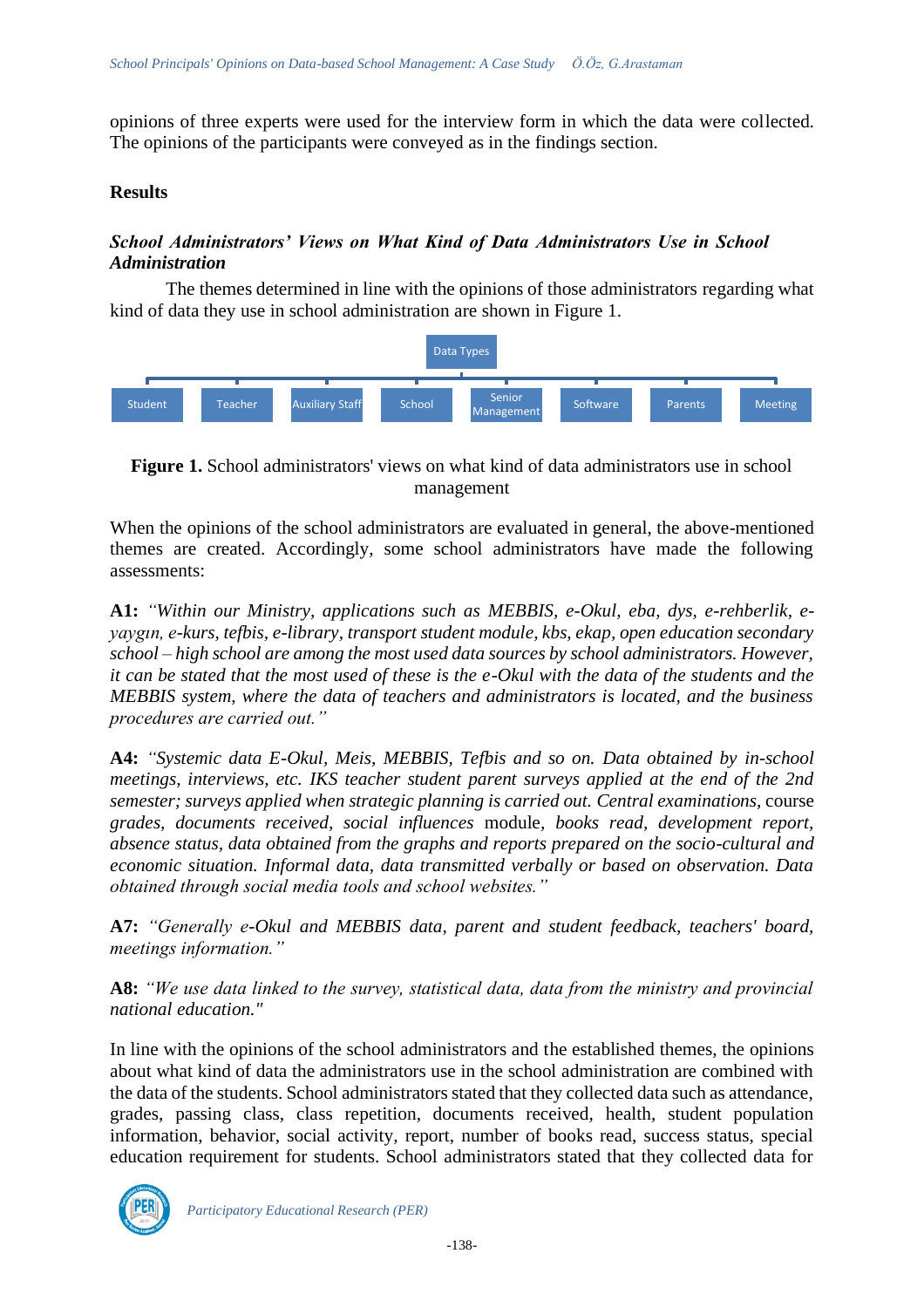opinions of three experts were used for the interview form in which the data were collected. The opinions of the participants were conveyed as in the findings section.

## Results

### *School Administrators' Views on What Kind of Data Administrators Use in School Administration*

The themes determined in line with the opinions of those administrators regarding what kind of data they use in school administration are shown in Figure 1.

Data Types

- Student
- Teacher
- Auxiliary Staff
- School
- Senior Management
- Software
- Parents
- Meeting

**Figure 1.** School administrators' views on what kind of data administrators use in school management

When the opinions of the school administrators are evaluated in general, the above-mentioned themes are created. Accordingly, some school administrators have made the following assessments:

**A1:** *"Within our Ministry, applications such as MEBBIS, e-Okul, eba, dys, e-rehberlik, e-yaygın, e-kurs, tefbis, e-library, transport student module, kbs, ekap, open education secondary school – high school are among the most used data sources by school administrators. However, it can be stated that the most used of these is the e-Okul with the data of the students and the MEBBIS system, where the data of teachers and administrators is located, and the business procedures are carried out."*

**A4:** *"Systemic data E-Okul, Meis, MEBBIS, Tefbis and so on. Data obtained by in-school meetings, interviews, etc. IKS teacher student parent surveys applied at the end of the 2nd semester; surveys applied when strategic planning is carried out. Central examinations,* course *grades, documents received, social influences* module, *books read, development report, absence status, data obtained from the graphs and reports prepared on the socio-cultural and economic situation. Informal data, data transmitted verbally or based on observation. Data obtained through social media tools and school websites."*

**A7:** *"Generally e-Okul and MEBBIS data, parent and student feedback, teachers' board, meetings information."*

**A8:** *"We use data linked to the survey, statistical data, data from the ministry and provincial national education."*

In line with the opinions of the school administrators and the established themes, the opinions about what kind of data the administrators use in the school administration are combined with the data of the students. School administrators stated that they collected data such as attendance, grades, passing class, class repetition, documents received, health, student population information, behavior, social activity, report, number of books read, success status, special education requirement for students. School administrators stated that they collected data for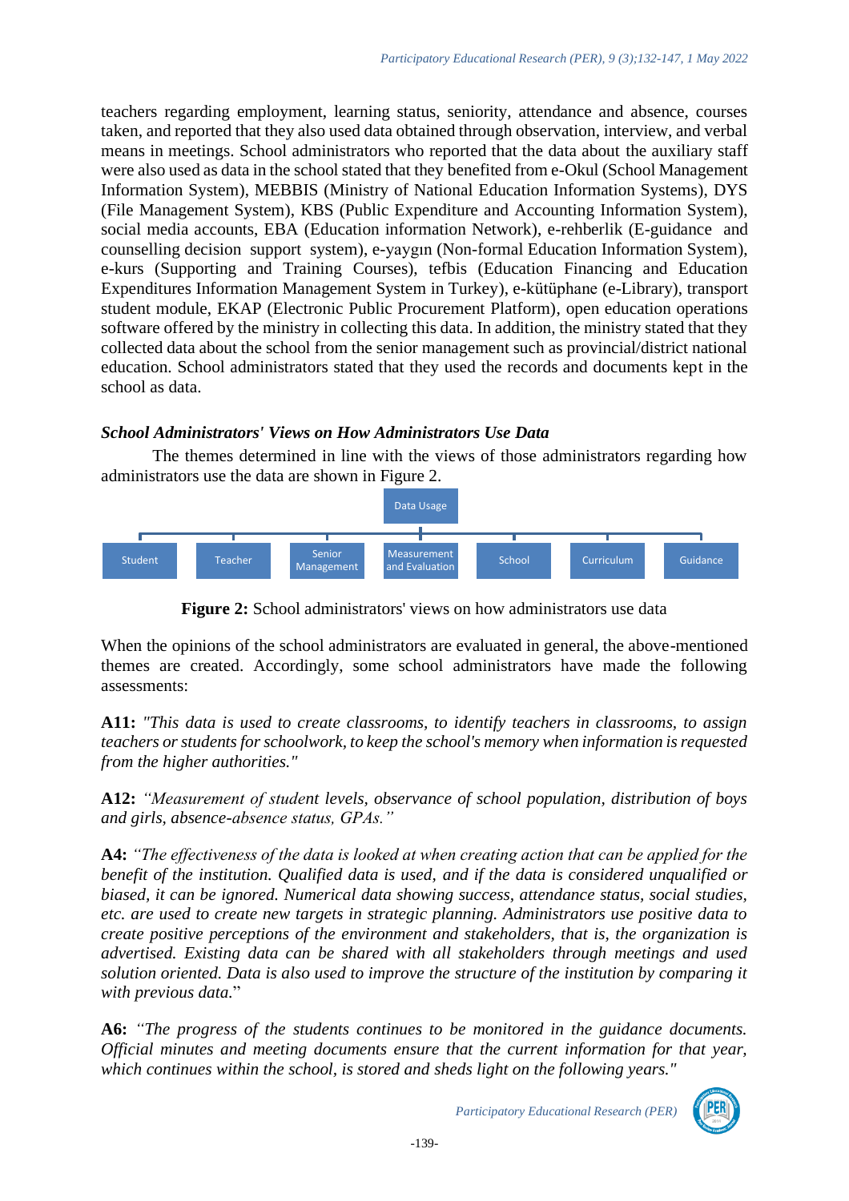teachers regarding employment, learning status, seniority, attendance and absence, courses taken, and reported that they also used data obtained through observation, interview, and verbal means in meetings. School administrators who reported that the data about the auxiliary staff were also used as data in the school stated that they benefited from e-Okul (School Management Information System), MEBBIS (Ministry of National Education Information Systems), DYS (File Management System), KBS (Public Expenditure and Accounting Information System), social media accounts, EBA (Education information Network), e-rehberlik (E-guidance and counselling decision support system), e-yaygın (Non-formal Education Information System), e-kurs (Supporting and Training Courses), tefbis (Education Financing and Education Expenditures Information Management System in Turkey), e-kütüphane (e-Library), transport student module, EKAP (Electronic Public Procurement Platform), open education operations software offered by the ministry in collecting this data. In addition, the ministry stated that they collected data about the school from the senior management such as provincial/district national education. School administrators stated that they used the records and documents kept in the school as data.

### *School Administrators' Views on How Administrators Use Data*

The themes determined in line with the views of those administrators regarding how administrators use the data are shown in Figure 2.

Data Usage

- Student
- Teacher
- Senior Management
- Measurement and Evaluation
- School
- Curriculum
- Guidance

**Figure 2:** School administrators' views on how administrators use data

When the opinions of the school administrators are evaluated in general, the above-mentioned themes are created. Accordingly, some school administrators have made the following assessments:

**A11:** *"This data is used to create classrooms, to identify teachers in classrooms, to assign teachers or students for schoolwork, to keep the school's memory when information is requested from the higher authorities."*

**A12:** *"Measurement of student levels, observance of school population, distribution of boys and girls, absence-absence status, GPAs."*

**A4:** *"The effectiveness of the data is looked at when creating action that can be applied for the benefit of the institution. Qualified data is used, and if the data is considered unqualified or biased, it can be ignored. Numerical data showing success, attendance status, social studies, etc. are used to create new targets in strategic planning. Administrators use positive data to create positive perceptions of the environment and stakeholders, that is, the organization is advertised. Existing data can be shared with all stakeholders through meetings and used solution oriented. Data is also used to improve the structure of the institution by comparing it with previous data.*"

**A6:** *"The progress of the students continues to be monitored in the guidance documents. Official minutes and meeting documents ensure that the current information for that year, which continues within the school, is stored and sheds light on the following years."*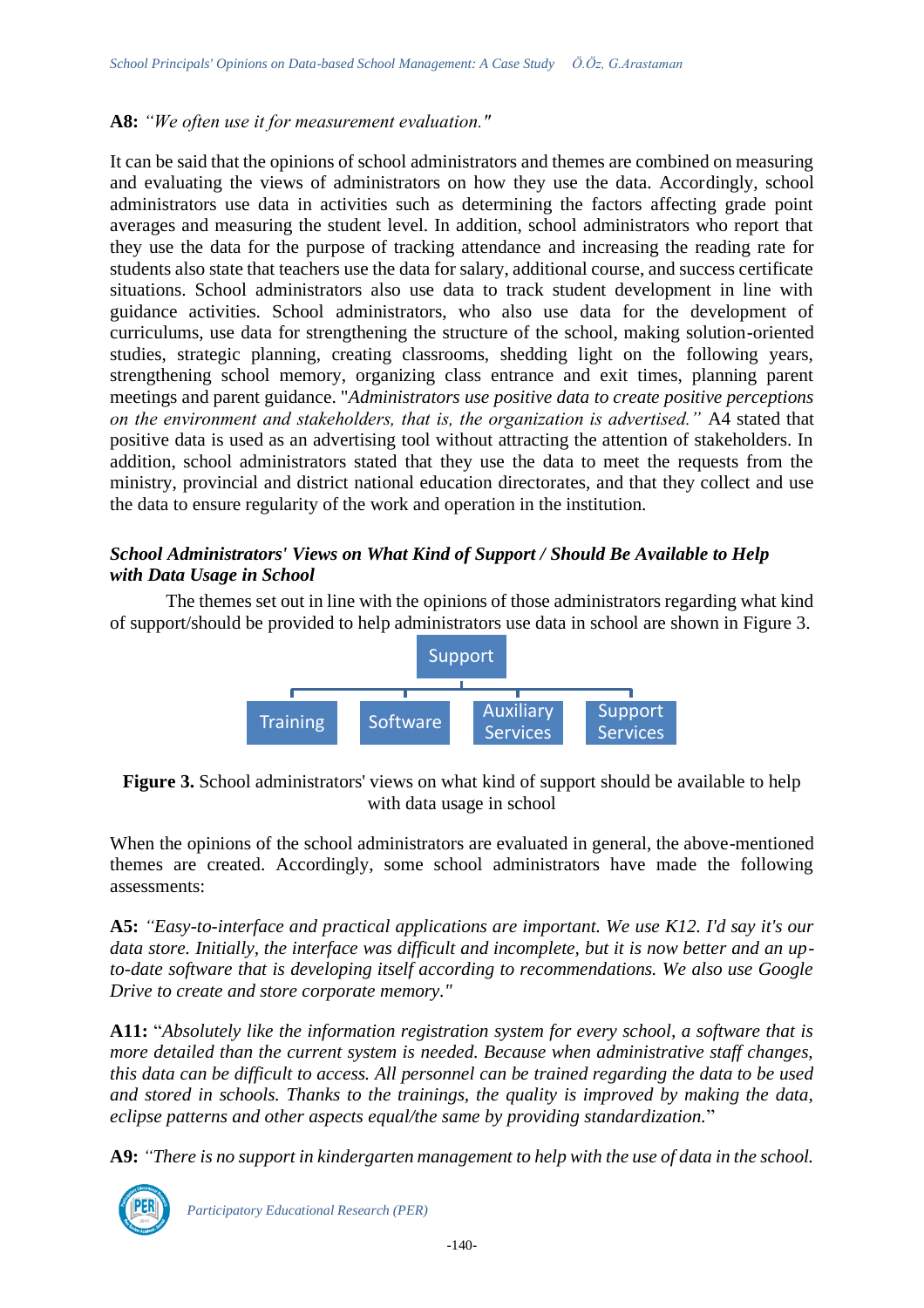**A8:** *"We often use it for measurement evaluation."*

It can be said that the opinions of school administrators and themes are combined on measuring and evaluating the views of administrators on how they use the data. Accordingly, school administrators use data in activities such as determining the factors affecting grade point averages and measuring the student level. In addition, school administrators who report that they use the data for the purpose of tracking attendance and increasing the reading rate for students also state that teachers use the data for salary, additional course, and success certificate situations. School administrators also use data to track student development in line with guidance activities. School administrators, who also use data for the development of curriculums, use data for strengthening the structure of the school, making solution-oriented studies, strategic planning, creating classrooms, shedding light on the following years, strengthening school memory, organizing class entrance and exit times, planning parent meetings and parent guidance. "*Administrators use positive data to create positive perceptions on the environment and stakeholders, that is, the organization is advertised."* A4 stated that positive data is used as an advertising tool without attracting the attention of stakeholders. In addition, school administrators stated that they use the data to meet the requests from the ministry, provincial and district national education directorates, and that they collect and use the data to ensure regularity of the work and operation in the institution.

***School Administrators' Views on What Kind of Support / Should Be Available to Help with Data Usage in School***

The themes set out in line with the opinions of those administrators regarding what kind of support/should be provided to help administrators use data in school are shown in Figure 3.

Support
- Training
- Software
- Auxiliary Services
- Support Services

**Figure 3.** School administrators' views on what kind of support should be available to help with data usage in school

When the opinions of the school administrators are evaluated in general, the above-mentioned themes are created. Accordingly, some school administrators have made the following assessments:

**A5:** *"Easy-to-interface and practical applications are important. We use K12. I'd say it's our data store. Initially, the interface was difficult and incomplete, but it is now better and an up-to-date software that is developing itself according to recommendations. We also use Google Drive to create and store corporate memory."*

**A11:** "*Absolutely like the information registration system for every school, a software that is more detailed than the current system is needed. Because when administrative staff changes, this data can be difficult to access. All personnel can be trained regarding the data to be used and stored in schools. Thanks to the trainings, the quality is improved by making the data, eclipse patterns and other aspects equal/the same by providing standardization.*"

**A9:** *"There is no support in kindergarten management to help with the use of data in the school.*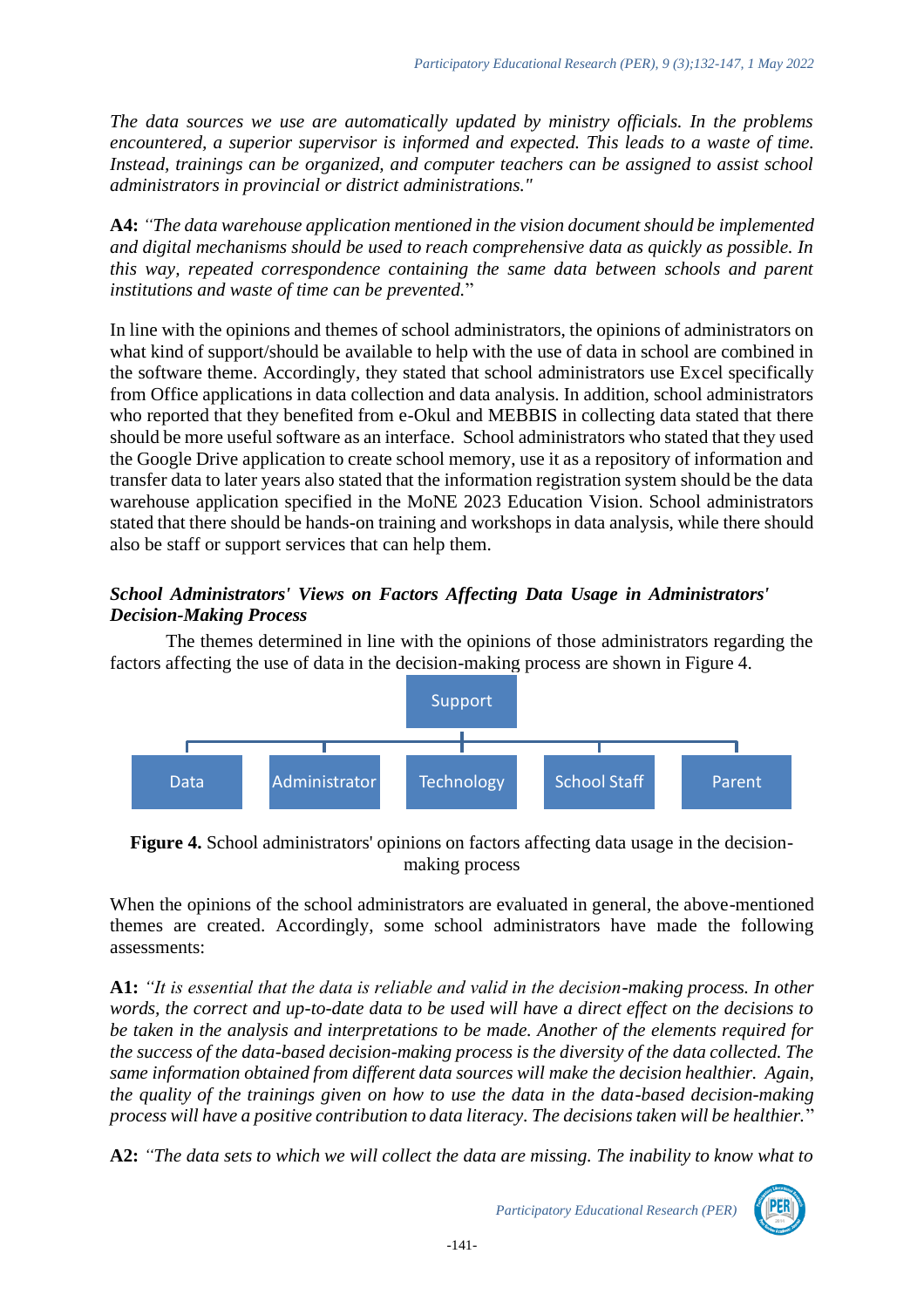*The data sources we use are automatically updated by ministry officials. In the problems encountered, a superior supervisor is informed and expected. This leads to a waste of time. Instead, trainings can be organized, and computer teachers can be assigned to assist school administrators in provincial or district administrations."*

**A4:** *"The data warehouse application mentioned in the vision document should be implemented and digital mechanisms should be used to reach comprehensive data as quickly as possible. In this way, repeated correspondence containing the same data between schools and parent institutions and waste of time can be prevented.*"

In line with the opinions and themes of school administrators, the opinions of administrators on what kind of support/should be available to help with the use of data in school are combined in the software theme. Accordingly, they stated that school administrators use Excel specifically from Office applications in data collection and data analysis. In addition, school administrators who reported that they benefited from e-Okul and MEBBIS in collecting data stated that there should be more useful software as an interface. School administrators who stated that they used the Google Drive application to create school memory, use it as a repository of information and transfer data to later years also stated that the information registration system should be the data warehouse application specified in the MoNE 2023 Education Vision. School administrators stated that there should be hands-on training and workshops in data analysis, while there should also be staff or support services that can help them.

***School Administrators' Views on Factors Affecting Data Usage in Administrators' Decision-Making Process***

The themes determined in line with the opinions of those administrators regarding the factors affecting the use of data in the decision-making process are shown in Figure 4.

Support

Data | Administrator | Technology | School Staff | Parent

**Figure 4.** School administrators' opinions on factors affecting data usage in the decision-making process

When the opinions of the school administrators are evaluated in general, the above-mentioned themes are created. Accordingly, some school administrators have made the following assessments:

**A1:** *"It is essential that the data is reliable and valid in the decision-making process. In other words, the correct and up-to-date data to be used will have a direct effect on the decisions to be taken in the analysis and interpretations to be made. Another of the elements required for the success of the data-based decision-making process is the diversity of the data collected. The same information obtained from different data sources will make the decision healthier. Again, the quality of the trainings given on how to use the data in the data-based decision-making process will have a positive contribution to data literacy. The decisions taken will be healthier.*"

**A2:** *"The data sets to which we will collect the data are missing. The inability to know what to*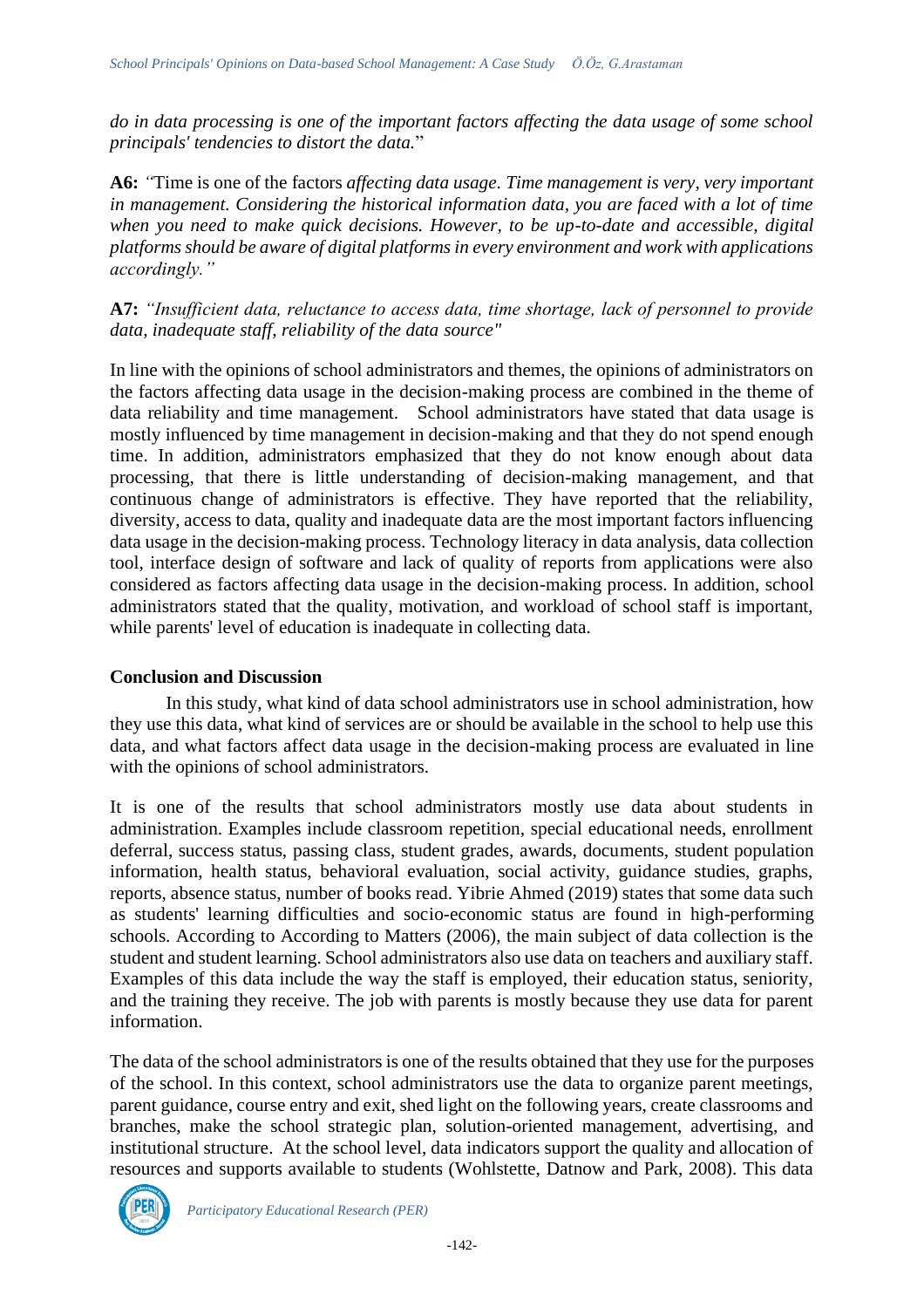*do in data processing is one of the important factors affecting the data usage of some school principals' tendencies to distort the data.*"

**A6:** *"*Time is one of the factors *affecting data usage. Time management is very, very important in management. Considering the historical information data, you are faced with a lot of time when you need to make quick decisions. However, to be up-to-date and accessible, digital platforms should be aware of digital platforms in every environment and work with applications accordingly."*

**A7:** *"Insufficient data, reluctance to access data, time shortage, lack of personnel to provide data, inadequate staff, reliability of the data source"*

In line with the opinions of school administrators and themes, the opinions of administrators on the factors affecting data usage in the decision-making process are combined in the theme of data reliability and time management. School administrators have stated that data usage is mostly influenced by time management in decision-making and that they do not spend enough time. In addition, administrators emphasized that they do not know enough about data processing, that there is little understanding of decision-making management, and that continuous change of administrators is effective. They have reported that the reliability, diversity, access to data, quality and inadequate data are the most important factors influencing data usage in the decision-making process. Technology literacy in data analysis, data collection tool, interface design of software and lack of quality of reports from applications were also considered as factors affecting data usage in the decision-making process. In addition, school administrators stated that the quality, motivation, and workload of school staff is important, while parents' level of education is inadequate in collecting data.

## Conclusion and Discussion

In this study, what kind of data school administrators use in school administration, how they use this data, what kind of services are or should be available in the school to help use this data, and what factors affect data usage in the decision-making process are evaluated in line with the opinions of school administrators.

It is one of the results that school administrators mostly use data about students in administration. Examples include classroom repetition, special educational needs, enrollment deferral, success status, passing class, student grades, awards, documents, student population information, health status, behavioral evaluation, social activity, guidance studies, graphs, reports, absence status, number of books read. Yibrie Ahmed (2019) states that some data such as students' learning difficulties and socio-economic status are found in high-performing schools. According to According to Matters (2006), the main subject of data collection is the student and student learning. School administrators also use data on teachers and auxiliary staff. Examples of this data include the way the staff is employed, their education status, seniority, and the training they receive. The job with parents is mostly because they use data for parent information.

The data of the school administrators is one of the results obtained that they use for the purposes of the school. In this context, school administrators use the data to organize parent meetings, parent guidance, course entry and exit, shed light on the following years, create classrooms and branches, make the school strategic plan, solution-oriented management, advertising, and institutional structure. At the school level, data indicators support the quality and allocation of resources and supports available to students (Wohlstette, Datnow and Park, 2008). This data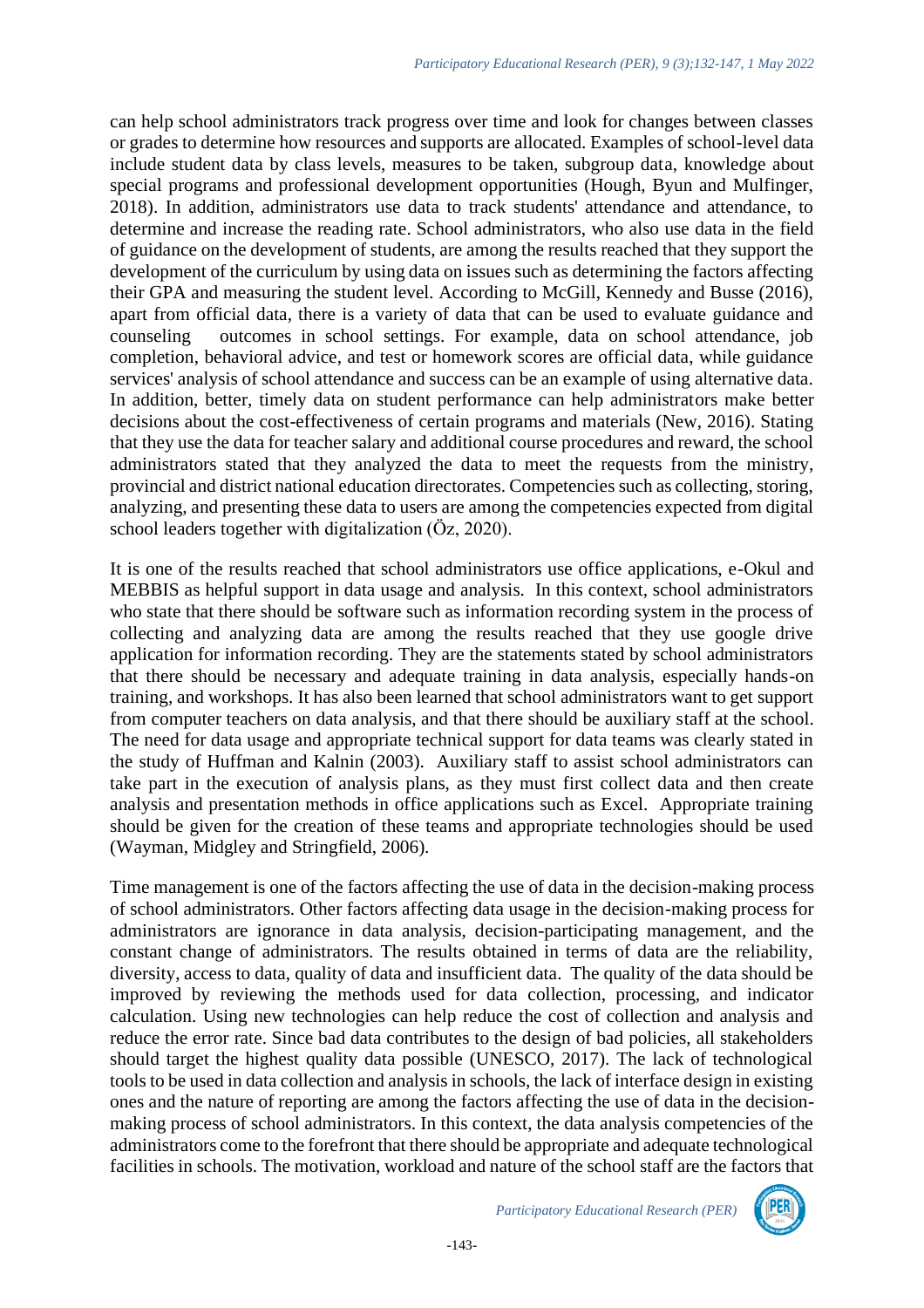can help school administrators track progress over time and look for changes between classes or grades to determine how resources and supports are allocated. Examples of school-level data include student data by class levels, measures to be taken, subgroup data, knowledge about special programs and professional development opportunities (Hough, Byun and Mulfinger, 2018). In addition, administrators use data to track students' attendance and attendance, to determine and increase the reading rate. School administrators, who also use data in the field of guidance on the development of students, are among the results reached that they support the development of the curriculum by using data on issues such as determining the factors affecting their GPA and measuring the student level. According to McGill, Kennedy and Busse (2016), apart from official data, there is a variety of data that can be used to evaluate guidance and counseling outcomes in school settings. For example, data on school attendance, job completion, behavioral advice, and test or homework scores are official data, while guidance services' analysis of school attendance and success can be an example of using alternative data. In addition, better, timely data on student performance can help administrators make better decisions about the cost-effectiveness of certain programs and materials (New, 2016). Stating that they use the data for teacher salary and additional course procedures and reward, the school administrators stated that they analyzed the data to meet the requests from the ministry, provincial and district national education directorates. Competencies such as collecting, storing, analyzing, and presenting these data to users are among the competencies expected from digital school leaders together with digitalization (Öz, 2020).

It is one of the results reached that school administrators use office applications, e-Okul and MEBBIS as helpful support in data usage and analysis. In this context, school administrators who state that there should be software such as information recording system in the process of collecting and analyzing data are among the results reached that they use google drive application for information recording. They are the statements stated by school administrators that there should be necessary and adequate training in data analysis, especially hands-on training, and workshops. It has also been learned that school administrators want to get support from computer teachers on data analysis, and that there should be auxiliary staff at the school. The need for data usage and appropriate technical support for data teams was clearly stated in the study of Huffman and Kalnin (2003). Auxiliary staff to assist school administrators can take part in the execution of analysis plans, as they must first collect data and then create analysis and presentation methods in office applications such as Excel. Appropriate training should be given for the creation of these teams and appropriate technologies should be used (Wayman, Midgley and Stringfield, 2006).

Time management is one of the factors affecting the use of data in the decision-making process of school administrators. Other factors affecting data usage in the decision-making process for administrators are ignorance in data analysis, decision-participating management, and the constant change of administrators. The results obtained in terms of data are the reliability, diversity, access to data, quality of data and insufficient data. The quality of the data should be improved by reviewing the methods used for data collection, processing, and indicator calculation. Using new technologies can help reduce the cost of collection and analysis and reduce the error rate. Since bad data contributes to the design of bad policies, all stakeholders should target the highest quality data possible (UNESCO, 2017). The lack of technological tools to be used in data collection and analysis in schools, the lack of interface design in existing ones and the nature of reporting are among the factors affecting the use of data in the decision-making process of school administrators. In this context, the data analysis competencies of the administrators come to the forefront that there should be appropriate and adequate technological facilities in schools. The motivation, workload and nature of the school staff are the factors that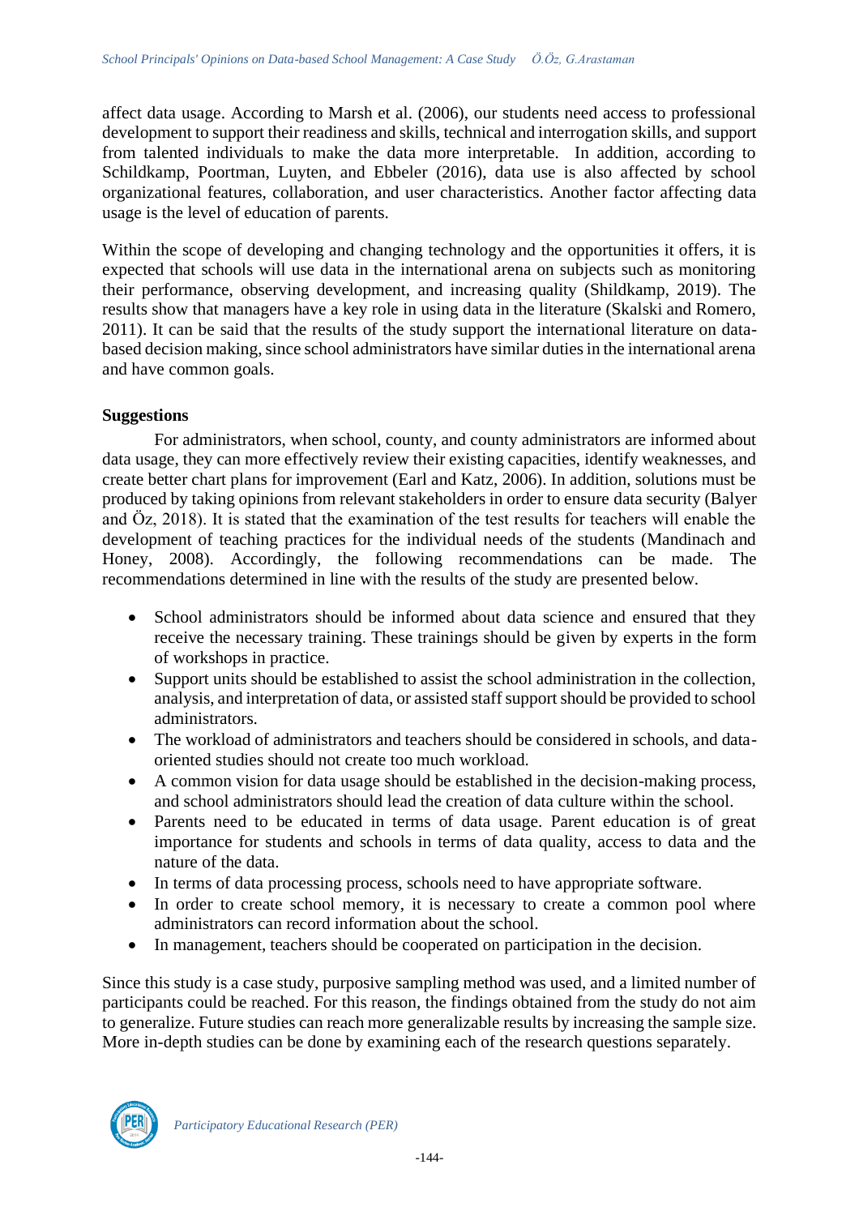affect data usage. According to Marsh et al. (2006), our students need access to professional development to support their readiness and skills, technical and interrogation skills, and support from talented individuals to make the data more interpretable. In addition, according to Schildkamp, Poortman, Luyten, and Ebbeler (2016), data use is also affected by school organizational features, collaboration, and user characteristics. Another factor affecting data usage is the level of education of parents.

Within the scope of developing and changing technology and the opportunities it offers, it is expected that schools will use data in the international arena on subjects such as monitoring their performance, observing development, and increasing quality (Shildkamp, 2019). The results show that managers have a key role in using data in the literature (Skalski and Romero, 2011). It can be said that the results of the study support the international literature on data-based decision making, since school administrators have similar duties in the international arena and have common goals.

**Suggestions**

For administrators, when school, county, and county administrators are informed about data usage, they can more effectively review their existing capacities, identify weaknesses, and create better chart plans for improvement (Earl and Katz, 2006). In addition, solutions must be produced by taking opinions from relevant stakeholders in order to ensure data security (Balyer and Öz, 2018). It is stated that the examination of the test results for teachers will enable the development of teaching practices for the individual needs of the students (Mandinach and Honey, 2008). Accordingly, the following recommendations can be made. The recommendations determined in line with the results of the study are presented below.

- School administrators should be informed about data science and ensured that they receive the necessary training. These trainings should be given by experts in the form of workshops in practice.
- Support units should be established to assist the school administration in the collection, analysis, and interpretation of data, or assisted staff support should be provided to school administrators.
- The workload of administrators and teachers should be considered in schools, and data-oriented studies should not create too much workload.
- A common vision for data usage should be established in the decision-making process, and school administrators should lead the creation of data culture within the school.
- Parents need to be educated in terms of data usage. Parent education is of great importance for students and schools in terms of data quality, access to data and the nature of the data.
- In terms of data processing process, schools need to have appropriate software.
- In order to create school memory, it is necessary to create a common pool where administrators can record information about the school.
- In management, teachers should be cooperated on participation in the decision.

Since this study is a case study, purposive sampling method was used, and a limited number of participants could be reached. For this reason, the findings obtained from the study do not aim to generalize. Future studies can reach more generalizable results by increasing the sample size. More in-depth studies can be done by examining each of the research questions separately.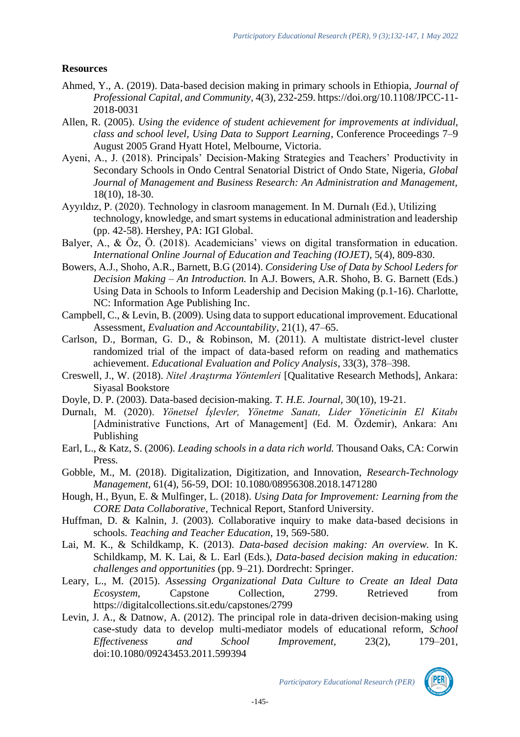## Resources

Ahmed, Y., A. (2019). Data-based decision making in primary schools in Ethiopia, *Journal of Professional Capital, and Community*, 4(3), 232-259. https://doi.org/10.1108/JPCC-11-2018-0031

Allen, R. (2005). *Using the evidence of student achievement for improvements at individual, class and school level, Using Data to Support Learning*, Conference Proceedings 7–9 August 2005 Grand Hyatt Hotel, Melbourne, Victoria.

Ayeni, A., J. (2018). Principals' Decision-Making Strategies and Teachers' Productivity in Secondary Schools in Ondo Central Senatorial District of Ondo State, Nigeria, *Global Journal of Management and Business Research: An Administration and Management*, 18(10), 18-30.

Ayyıldız, P. (2020). Technology in clasroom management. In M. Durnalı (Ed.), Utilizing technology, knowledge, and smart systems in educational administration and leadership (pp. 42-58). Hershey, PA: IGI Global.

Balyer, A., & Öz, Ö. (2018). Academicians' views on digital transformation in education. *International Online Journal of Education and Teaching (IOJET)*, 5(4), 809-830.

Bowers, A.J., Shoho, A.R., Barnett, B.G (2014). *Considering Use of Data by School Leders for Decision Making – An Introduction.* In A.J. Bowers, A.R. Shoho, B. G. Barnett (Eds.) Using Data in Schools to Inform Leadership and Decision Making (p.1-16). Charlotte, NC: Information Age Publishing Inc.

Campbell, C., & Levin, B. (2009). Using data to support educational improvement. Educational Assessment, *Evaluation and Accountability*, 21(1), 47–65.

Carlson, D., Borman, G. D., & Robinson, M. (2011). A multistate district-level cluster randomized trial of the impact of data-based reform on reading and mathematics achievement. *Educational Evaluation and Policy Analysis*, 33(3), 378–398.

Creswell, J., W. (2018). *Nitel Araştırma Yöntemleri* [Qualitative Research Methods], Ankara: Siyasal Bookstore

Doyle, D. P. (2003). Data-based decision-making. *T. H.E. Journal,* 30(10), 19-21.

Durnalı, M. (2020). *Yönetsel İşlevler, Yönetme Sanatı, Lider Yöneticinin El Kitabı* [Administrative Functions, Art of Management] (Ed. M. Özdemir), Ankara: Anı Publishing

Earl, L., & Katz, S. (2006). *Leading schools in a data rich world.* Thousand Oaks, CA: Corwin Press.

Gobble, M., M. (2018). Digitalization, Digitization, and Innovation, *Research-Technology Management*, 61(4), 56-59, DOI: 10.1080/08956308.2018.1471280

Hough, H., Byun, E. & Mulfinger, L. (2018). *Using Data for Improvement: Learning from the CORE Data Collaborative*, Technical Report, Stanford University.

Huffman, D. & Kalnin, J. (2003). Collaborative inquiry to make data-based decisions in schools. *Teaching and Teacher Education*, 19, 569-580.

Lai, M. K., & Schildkamp, K. (2013). *Data-based decision making: An overview.* In K. Schildkamp, M. K. Lai, & L. Earl (Eds.), *Data-based decision making in education: challenges and opportunities* (pp. 9–21). Dordrecht: Springer.

Leary, L., M. (2015). *Assessing Organizational Data Culture to Create an Ideal Data Ecosystem*, Capstone Collection, 2799. Retrieved from https://digitalcollections.sit.edu/capstones/2799

Levin, J. A., & Datnow, A. (2012). The principal role in data-driven decision-making using case-study data to develop multi-mediator models of educational reform, *School Effectiveness and School Improvement*, 23(2), 179–201, doi:10.1080/09243453.2011.599394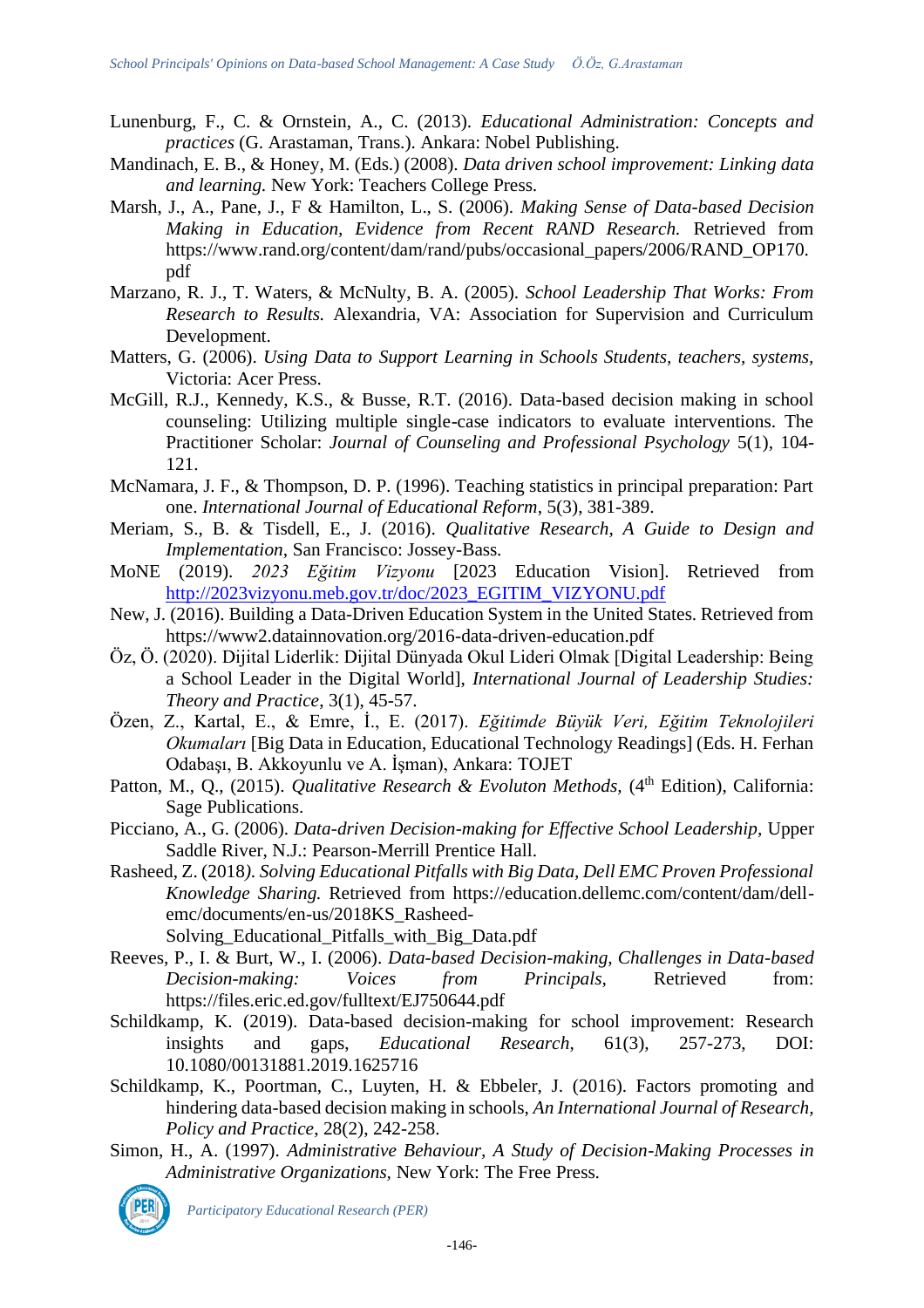Lunenburg, F., C. & Ornstein, A., C. (2013). *Educational Administration: Concepts and practices* (G. Arastaman, Trans.). Ankara: Nobel Publishing.

Mandinach, E. B., & Honey, M. (Eds.) (2008). *Data driven school improvement: Linking data and learning.* New York: Teachers College Press.

Marsh, J., A., Pane, J., F & Hamilton, L., S. (2006). *Making Sense of Data-based Decision Making in Education, Evidence from Recent RAND Research.* Retrieved from https://www.rand.org/content/dam/rand/pubs/occasional_papers/2006/RAND_OP170.pdf

Marzano, R. J., T. Waters, & McNulty, B. A. (2005). *School Leadership That Works: From Research to Results.* Alexandria, VA: Association for Supervision and Curriculum Development.

Matters, G. (2006). *Using Data to Support Learning in Schools Students, teachers, systems,* Victoria: Acer Press.

McGill, R.J., Kennedy, K.S., & Busse, R.T. (2016). Data-based decision making in school counseling: Utilizing multiple single-case indicators to evaluate interventions. The Practitioner Scholar: *Journal of Counseling and Professional Psychology* 5(1), 104-121.

McNamara, J. F., & Thompson, D. P. (1996). Teaching statistics in principal preparation: Part one. *International Journal of Educational Reform*, 5(3), 381-389.

Meriam, S., B. & Tisdell, E., J. (2016). *Qualitative Research, A Guide to Design and Implementation,* San Francisco: Jossey-Bass.

MoNE (2019). *2023 Eğitim Vizyonu* [2023 Education Vision]. Retrieved from http://2023vizyonu.meb.gov.tr/doc/2023_EGITIM_VIZYONU.pdf

New, J. (2016). Building a Data-Driven Education System in the United States. Retrieved from https://www2.datainnovation.org/2016-data-driven-education.pdf

Öz, Ö. (2020). Dijital Liderlik: Dijital Dünyada Okul Lideri Olmak [Digital Leadership: Being a School Leader in the Digital World], *International Journal of Leadership Studies: Theory and Practice*, 3(1), 45-57.

Özen, Z., Kartal, E., & Emre, İ., E. (2017). *Eğitimde Büyük Veri, Eğitim Teknolojileri Okumaları* [Big Data in Education, Educational Technology Readings] (Eds. H. Ferhan Odabaşı, B. Akkoyunlu ve A. İşman), Ankara: TOJET

Patton, M., Q., (2015). *Qualitative Research & Evoluton Methods,* (4th Edition), California: Sage Publications.

Picciano, A., G. (2006). *Data-driven Decision-making for Effective School Leadership,* Upper Saddle River, N.J.: Pearson-Merrill Prentice Hall.

Rasheed, Z. (2018). *Solving Educational Pitfalls with Big Data, Dell EMC Proven Professional Knowledge Sharing.* Retrieved from https://education.dellemc.com/content/dam/dell-emc/documents/en-us/2018KS_Rasheed-Solving_Educational_Pitfalls_with_Big_Data.pdf

Reeves, P., I. & Burt, W., I. (2006). *Data-based Decision-making, Challenges in Data-based Decision-making: Voices from Principals,* Retrieved from: https://files.eric.ed.gov/fulltext/EJ750644.pdf

Schildkamp, K. (2019). Data-based decision-making for school improvement: Research insights and gaps, *Educational Research*, 61(3), 257-273, DOI: 10.1080/00131881.2019.1625716

Schildkamp, K., Poortman, C., Luyten, H. & Ebbeler, J. (2016). Factors promoting and hindering data-based decision making in schools, *An International Journal of Research, Policy and Practice*, 28(2), 242-258.

Simon, H., A. (1997). *Administrative Behaviour, A Study of Decision-Making Processes in Administrative Organizations,* New York: The Free Press.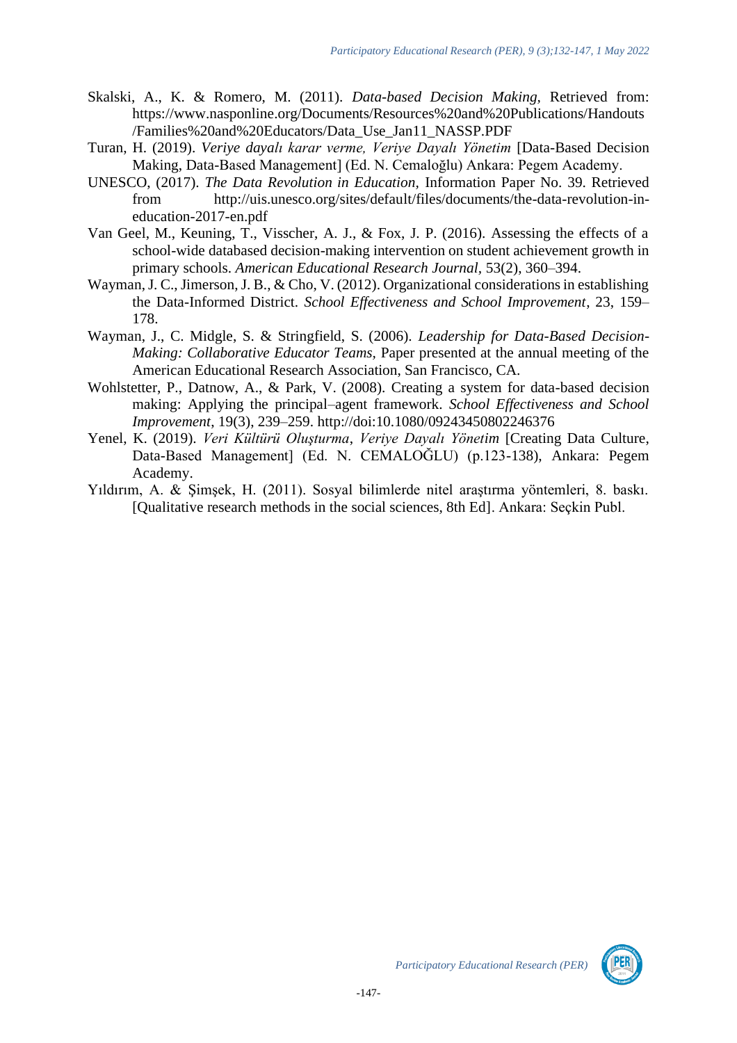Skalski, A., K. & Romero, M. (2011). *Data-based Decision Making*, Retrieved from: https://www.nasponline.org/Documents/Resources%20and%20Publications/Handouts/Families%20and%20Educators/Data_Use_Jan11_NASSP.PDF

Turan, H. (2019). *Veriye dayalı karar verme, Veriye Dayalı Yönetim* [Data-Based Decision Making, Data-Based Management] (Ed. N. Cemaloğlu) Ankara: Pegem Academy.

UNESCO, (2017). *The Data Revolution in Education*, Information Paper No. 39. Retrieved from http://uis.unesco.org/sites/default/files/documents/the-data-revolution-in-education-2017-en.pdf

Van Geel, M., Keuning, T., Visscher, A. J., & Fox, J. P. (2016). Assessing the effects of a school-wide databased decision-making intervention on student achievement growth in primary schools. *American Educational Research Journal*, 53(2), 360–394.

Wayman, J. C., Jimerson, J. B., & Cho, V. (2012). Organizational considerations in establishing the Data-Informed District. *School Effectiveness and School Improvement*, 23, 159–178.

Wayman, J., C. Midgle, S. & Stringfield, S. (2006). *Leadership for Data-Based Decision-Making: Collaborative Educator Teams*, Paper presented at the annual meeting of the American Educational Research Association, San Francisco, CA.

Wohlstetter, P., Datnow, A., & Park, V. (2008). Creating a system for data-based decision making: Applying the principal–agent framework. *School Effectiveness and School Improvement*, 19(3), 239–259. http://doi:10.1080/09243450802246376

Yenel, K. (2019). *Veri Kültürü Oluşturma*, *Veriye Dayalı Yönetim* [Creating Data Culture, Data-Based Management] (Ed. N. CEMALOĞLU) (p.123-138), Ankara: Pegem Academy.

Yıldırım, A. & Şimşek, H. (2011). Sosyal bilimlerde nitel araştırma yöntemleri, 8. baskı. [Qualitative research methods in the social sciences, 8th Ed]. Ankara: Seçkin Publ.